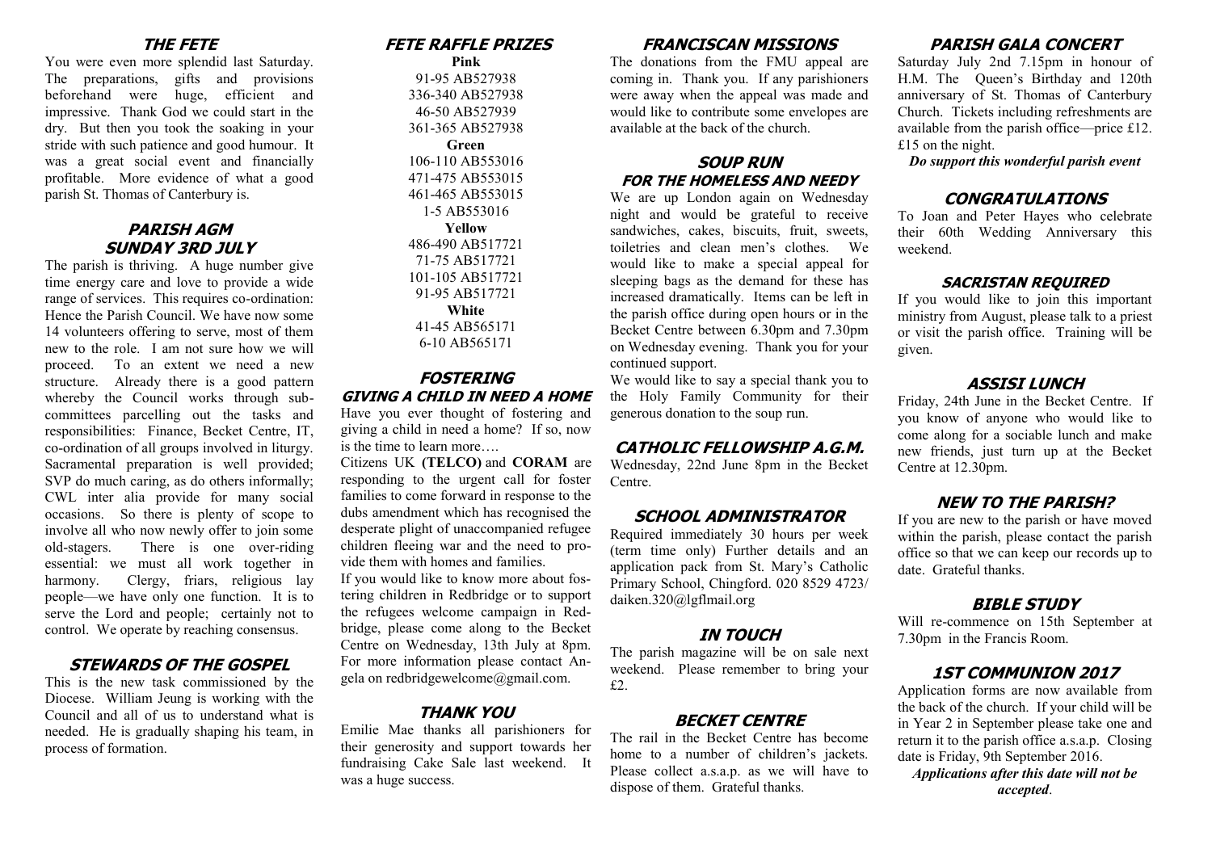## THE FETE

You were even more splendid last Saturday. The preparations, gifts and provisions beforehand were huge, efficient and impressive. Thank God we could start in the dry. But then you took the soaking in your stride with such patience and good humour. It was a great social event and financially profitable. More evidence of what a good parish St. Thomas of Canterbury is.

## PARISH AGM SUNDAY 3RD JULY

The parish is thriving. A huge number give time energy care and love to provide a wide range of services. This requires co-ordination: Hence the Parish Council. We have now some 14 volunteers offering to serve, most of them new to the role. I am not sure how we will proceed. To an extent we need a new structure. Already there is a good pattern whereby the Council works through sub-committees parcelling out the tasks and responsibilities: Finance, Becket Centre, IT, co-ordination of all groups involved in liturgy. Sacramental preparation is well provided; SVP do much caring, as do others informally; CWL inter alia provide for many social occasions. So there is plenty of scope to involve all who now newly offer to join some old-stagers. There is one over-riding essential: we must all work together in harmony. Clergy, friars, religious lay people—we have only one function. It is to serve the Lord and people; certainly not to control. We operate by reaching consensus.

## STEWARDS OF THE GOSPEL

This is the new task commissioned by the Diocese. William Jeung is working with the Council and all of us to understand what is needed. He is gradually shaping his team, in process of formation.

## FETE RAFFLE PRIZES

**Pink**
91-95 AB527938
336-340 AB527938
46-50 AB527939
361-365 AB527938

**Green**
106-110 AB553016
471-475 AB553015
461-465 AB553015
1-5 AB553016

**Yellow**
486-490 AB517721
71-75 AB517721
101-105 AB517721
91-95 AB517721

**White**
41-45 AB565171
6-10 AB565171

## FOSTERING GIVING A CHILD IN NEED A HOME

Have you ever thought of fostering and giving a child in need a home? If so, now is the time to learn more….

Citizens UK **(TELCO)** and **CORAM** are responding to the urgent call for foster families to come forward in response to the dubs amendment which has recognised the desperate plight of unaccompanied refugee children fleeing war and the need to provide them with homes and families.

If you would like to know more about fostering children in Redbridge or to support the refugees welcome campaign in Redbridge, please come along to the Becket Centre on Wednesday, 13th July at 8pm. For more information please contact Angela on redbridgewelcome@gmail.com.

## THANK YOU

Emilie Mae thanks all parishioners for their generosity and support towards her fundraising Cake Sale last weekend. It was a huge success.

## FRANCISCAN MISSIONS

The donations from the FMU appeal are coming in. Thank you. If any parishioners were away when the appeal was made and would like to contribute some envelopes are available at the back of the church.

## SOUP RUN FOR THE HOMELESS AND NEEDY

We are up London again on Wednesday night and would be grateful to receive sandwiches, cakes, biscuits, fruit, sweets, toiletries and clean men's clothes. We would like to make a special appeal for sleeping bags as the demand for these has increased dramatically. Items can be left in the parish office during open hours or in the Becket Centre between 6.30pm and 7.30pm on Wednesday evening. Thank you for your continued support.

We would like to say a special thank you to the Holy Family Community for their generous donation to the soup run.

## CATHOLIC FELLOWSHIP A.G.M.

Wednesday, 22nd June 8pm in the Becket Centre.

## SCHOOL ADMINISTRATOR

Required immediately 30 hours per week (term time only) Further details and an application pack from St. Mary's Catholic Primary School, Chingford. 020 8529 4723/ daiken.320@lgflmail.org

## IN TOUCH

The parish magazine will be on sale next weekend. Please remember to bring your £2.

## BECKET CENTRE

The rail in the Becket Centre has become home to a number of children's jackets. Please collect a.s.a.p. as we will have to dispose of them. Grateful thanks.

## PARISH GALA CONCERT

Saturday July 2nd 7.15pm in honour of H.M. The Queen's Birthday and 120th anniversary of St. Thomas of Canterbury Church. Tickets including refreshments are available from the parish office—price £12. £15 on the night.

***Do support this wonderful parish event***

## CONGRATULATIONS

To Joan and Peter Hayes who celebrate their 60th Wedding Anniversary this weekend.

## SACRISTAN REQUIRED

If you would like to join this important ministry from August, please talk to a priest or visit the parish office. Training will be given.

## ASSISI LUNCH

Friday, 24th June in the Becket Centre. If you know of anyone who would like to come along for a sociable lunch and make new friends, just turn up at the Becket Centre at 12.30pm.

## NEW TO THE PARISH?

If you are new to the parish or have moved within the parish, please contact the parish office so that we can keep our records up to date. Grateful thanks.

## BIBLE STUDY

Will re-commence on 15th September at 7.30pm in the Francis Room.

## 1ST COMMUNION 2017

Application forms are now available from the back of the church. If your child will be in Year 2 in September please take one and return it to the parish office a.s.a.p. Closing date is Friday, 9th September 2016.

***Applications after this date will not be accepted***.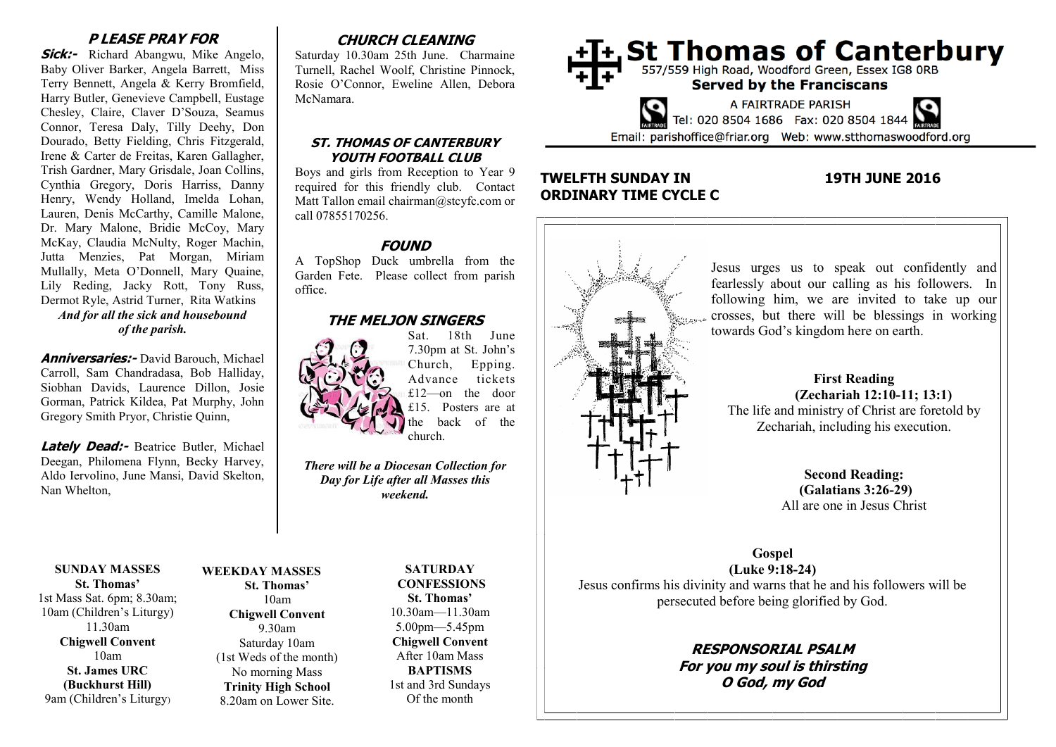## PLEASE PRAY FOR

**Sick:-** Richard Abangwu, Mike Angelo, Baby Oliver Barker, Angela Barrett, Miss Terry Bennett, Angela & Kerry Bromfield, Harry Butler, Genevieve Campbell, Eustage Chesley, Claire, Claver D'Souza, Seamus Connor, Teresa Daly, Tilly Deehy, Don Dourado, Betty Fielding, Chris Fitzgerald, Irene & Carter de Freitas, Karen Gallagher, Trish Gardner, Mary Grisdale, Joan Collins, Cynthia Gregory, Doris Harriss, Danny Henry, Wendy Holland, Imelda Lohan, Lauren, Denis McCarthy, Camille Malone, Dr. Mary Malone, Bridie McCoy, Mary McKay, Claudia McNulty, Roger Machin, Jutta Menzies, Pat Morgan, Miriam Mullally, Meta O'Donnell, Mary Quaine, Lily Reding, Jacky Rott, Tony Russ, Dermot Ryle, Astrid Turner, Rita Watkins

***And for all the sick and housebound of the parish.***

**Anniversaries:-** David Barouch, Michael Carroll, Sam Chandradasa, Bob Halliday, Siobhan Davids, Laurence Dillon, Josie Gorman, Patrick Kildea, Pat Murphy, John Gregory Smith Pryor, Christie Quinn,

**Lately Dead:-** Beatrice Butler, Michael Deegan, Philomena Flynn, Becky Harvey, Aldo Iervolino, June Mansi, David Skelton, Nan Whelton,

## CHURCH CLEANING

Saturday 10.30am 25th June. Charmaine Turnell, Rachel Woolf, Christine Pinnock, Rosie O'Connor, Eweline Allen, Debora McNamara.

## ST. THOMAS OF CANTERBURY YOUTH FOOTBALL CLUB

Boys and girls from Reception to Year 9 required for this friendly club. Contact Matt Tallon email chairman@stcyfc.com or call 07855170256.

## FOUND

A TopShop Duck umbrella from the Garden Fete. Please collect from parish office.

## THE MELJON SINGERS

Sat. 18th June 7.30pm at St. John's Church, Epping. Advance tickets £12—on the door £15. Posters are at the back of the church.

***There will be a Diocesan Collection for Day for Life after all Masses this weekend.***

**SUNDAY MASSES**
**St. Thomas'**
1st Mass Sat. 6pm; 8.30am;
10am (Children's Liturgy)
11.30am
**Chigwell Convent**
10am
**St. James URC (Buckhurst Hill)**
9am (Children's Liturgy)

**WEEKDAY MASSES**
**St. Thomas'**
10am
**Chigwell Convent**
9.30am
Saturday 10am
(1st Weds of the month)
No morning Mass
**Trinity High School**
8.20am on Lower Site.

**SATURDAY CONFESSIONS**
**St. Thomas'**
10.30am—11.30am
5.00pm—5.45pm
**Chigwell Convent**
After 10am Mass
**BAPTISMS**
1st and 3rd Sundays
Of the month

# St Thomas of Canterbury

557/559 High Road, Woodford Green, Essex IG8 0RB

**Served by the Franciscans**

A FAIRTRADE PARISH

Tel: 020 8504 1686 Fax: 020 8504 1844

Email: parishoffice@friar.org Web: www.stthomaswoodford.org

**TWELFTH SUNDAY IN ORDINARY TIME CYCLE C** **19TH JUNE 2016**

Jesus urges us to speak out confidently and fearlessly about our calling as his followers. In following him, we are invited to take up our crosses, but there will be blessings in working towards God's kingdom here on earth.

**First Reading**
**(Zechariah 12:10-11; 13:1)**
The life and ministry of Christ are foretold by Zechariah, including his execution.

**Second Reading:**
**(Galatians 3:26-29)**
All are one in Jesus Christ

**Gospel**
**(Luke 9:18-24)**
Jesus confirms his divinity and warns that he and his followers will be persecuted before being glorified by God.

***RESPONSORIAL PSALM***
***For you my soul is thirsting***
***O God, my God***